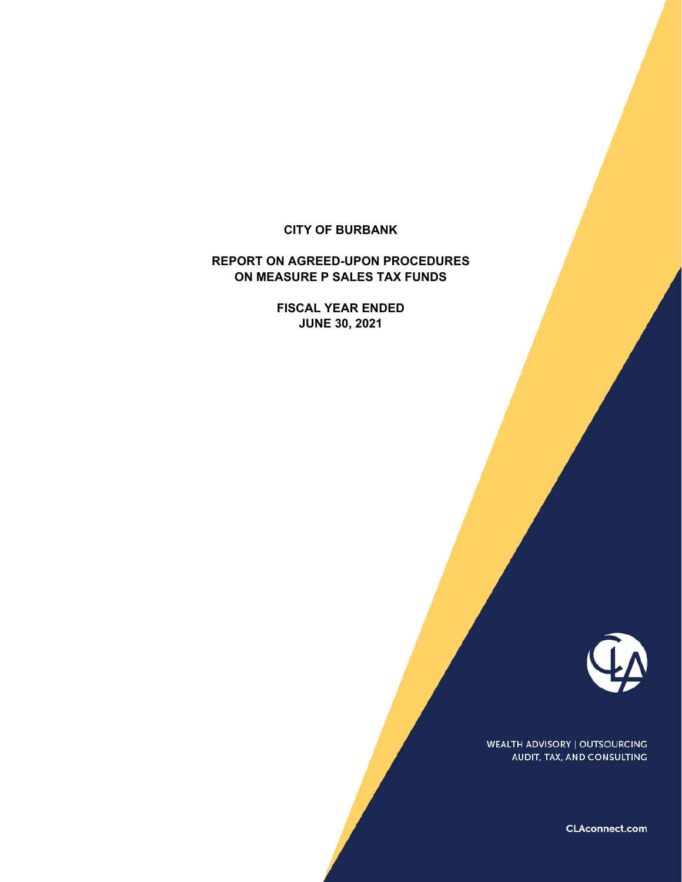# CITY OF BURBANK

## REPORT ON AGREED-UPON PROCEDURES ON MEASURE P SALES TAX FUNDS

### FISCAL YEAR ENDED JUNE 30, 2021

WEALTH ADVISORY | OUTSOURCING
AUDIT, TAX, AND CONSULTING

CLAconnect.com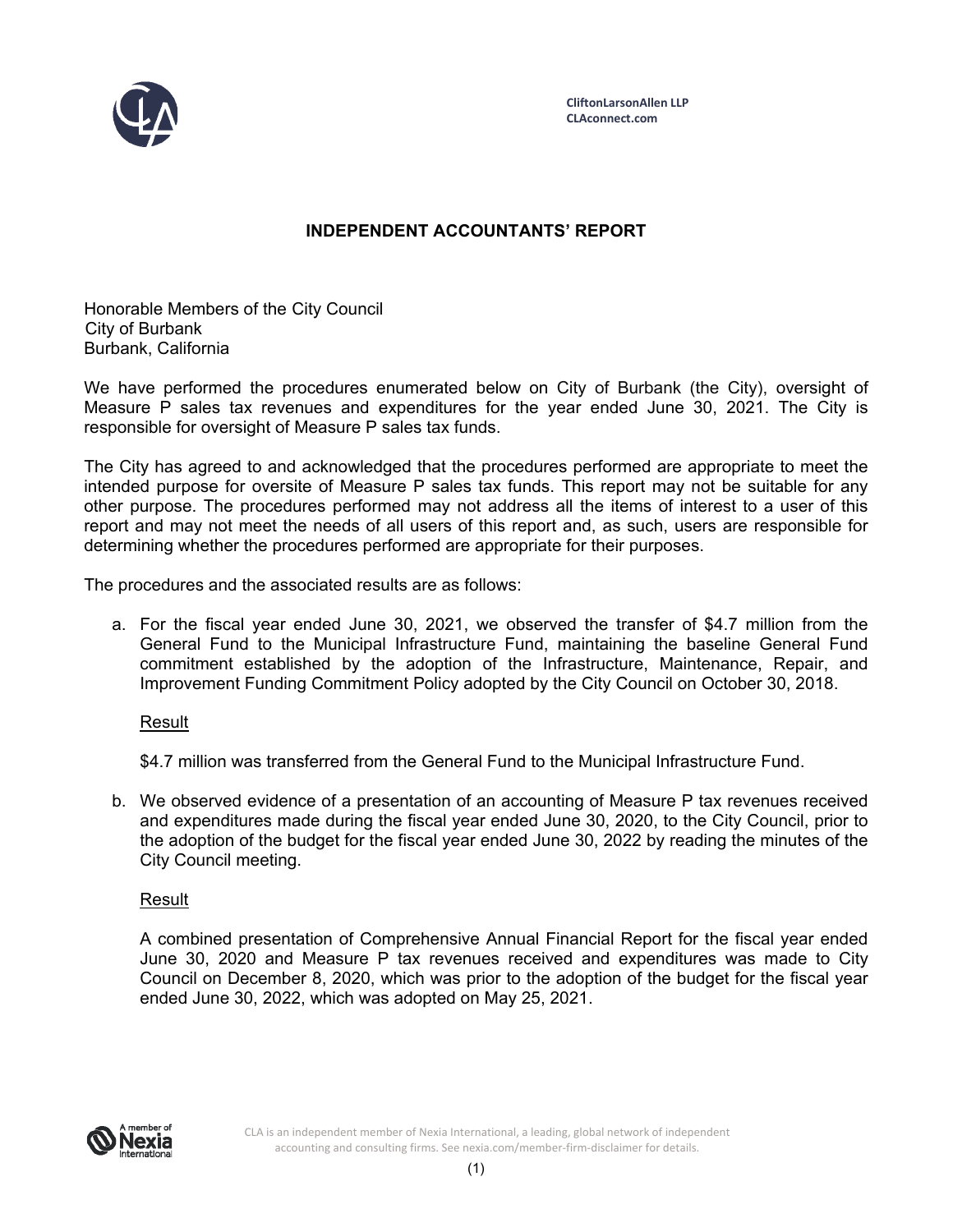CliftonLarsonAllen LLP
CLAconnect.com

## INDEPENDENT ACCOUNTANTS' REPORT

Honorable Members of the City Council
City of Burbank
Burbank, California

We have performed the procedures enumerated below on City of Burbank (the City), oversight of Measure P sales tax revenues and expenditures for the year ended June 30, 2021. The City is responsible for oversight of Measure P sales tax funds.

The City has agreed to and acknowledged that the procedures performed are appropriate to meet the intended purpose for oversite of Measure P sales tax funds. This report may not be suitable for any other purpose. The procedures performed may not address all the items of interest to a user of this report and may not meet the needs of all users of this report and, as such, users are responsible for determining whether the procedures performed are appropriate for their purposes.

The procedures and the associated results are as follows:

a. For the fiscal year ended June 30, 2021, we observed the transfer of $4.7 million from the General Fund to the Municipal Infrastructure Fund, maintaining the baseline General Fund commitment established by the adoption of the Infrastructure, Maintenance, Repair, and Improvement Funding Commitment Policy adopted by the City Council on October 30, 2018.

   Result

   $4.7 million was transferred from the General Fund to the Municipal Infrastructure Fund.

b. We observed evidence of a presentation of an accounting of Measure P tax revenues received and expenditures made during the fiscal year ended June 30, 2020, to the City Council, prior to the adoption of the budget for the fiscal year ended June 30, 2022 by reading the minutes of the City Council meeting.

   Result

   A combined presentation of Comprehensive Annual Financial Report for the fiscal year ended June 30, 2020 and Measure P tax revenues received and expenditures was made to City Council on December 8, 2020, which was prior to the adoption of the budget for the fiscal year ended June 30, 2022, which was adopted on May 25, 2021.

CLA is an independent member of Nexia International, a leading, global network of independent accounting and consulting firms. See nexia.com/member-firm-disclaimer for details.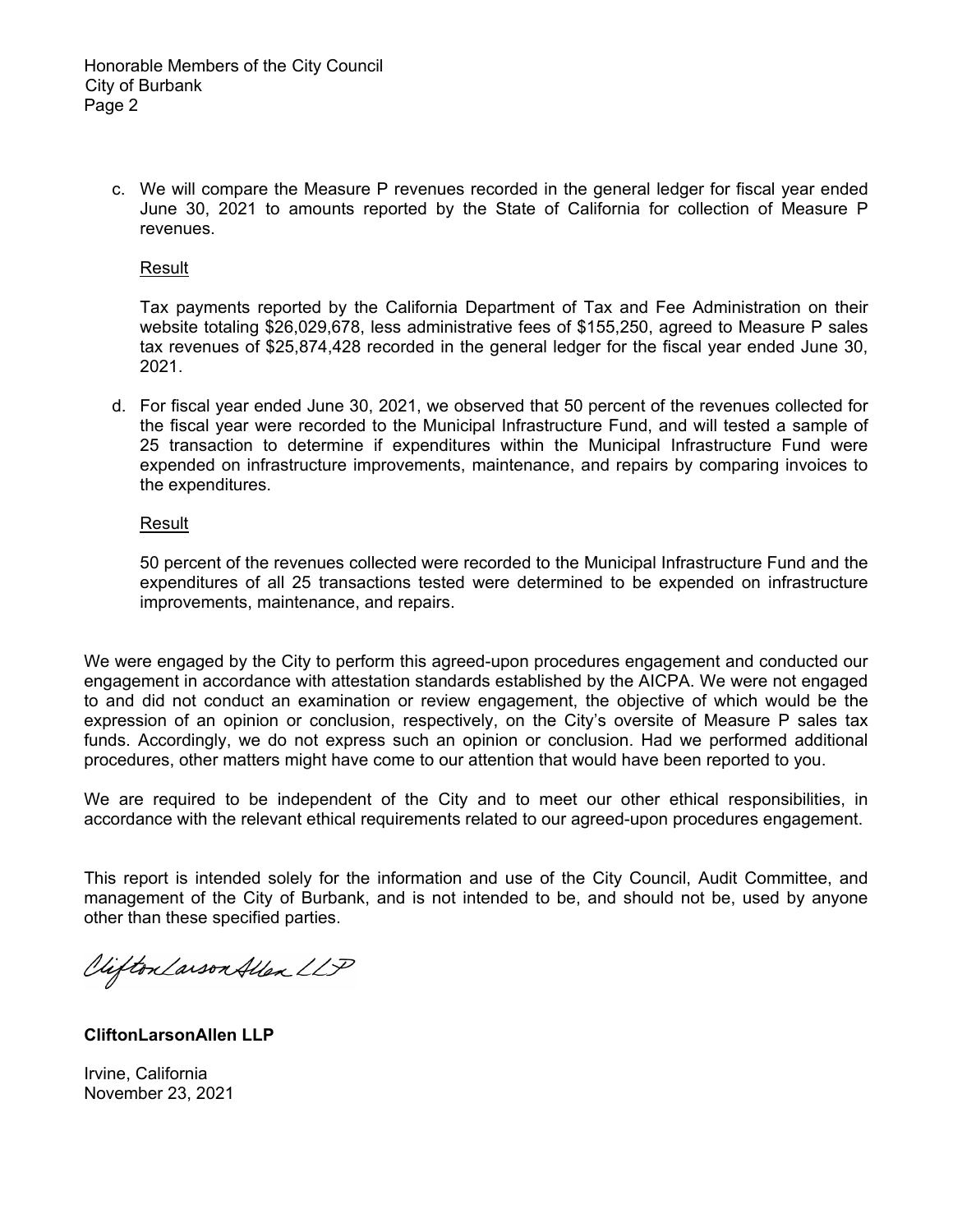c. We will compare the Measure P revenues recorded in the general ledger for fiscal year ended June 30, 2021 to amounts reported by the State of California for collection of Measure P revenues.

   Result

   Tax payments reported by the California Department of Tax and Fee Administration on their website totaling $26,029,678, less administrative fees of $155,250, agreed to Measure P sales tax revenues of $25,874,428 recorded in the general ledger for the fiscal year ended June 30, 2021.

d. For fiscal year ended June 30, 2021, we observed that 50 percent of the revenues collected for the fiscal year were recorded to the Municipal Infrastructure Fund, and will tested a sample of 25 transaction to determine if expenditures within the Municipal Infrastructure Fund were expended on infrastructure improvements, maintenance, and repairs by comparing invoices to the expenditures.

   Result

   50 percent of the revenues collected were recorded to the Municipal Infrastructure Fund and the expenditures of all 25 transactions tested were determined to be expended on infrastructure improvements, maintenance, and repairs.

We were engaged by the City to perform this agreed-upon procedures engagement and conducted our engagement in accordance with attestation standards established by the AICPA. We were not engaged to and did not conduct an examination or review engagement, the objective of which would be the expression of an opinion or conclusion, respectively, on the City's oversite of Measure P sales tax funds. Accordingly, we do not express such an opinion or conclusion. Had we performed additional procedures, other matters might have come to our attention that would have been reported to you.

We are required to be independent of the City and to meet our other ethical responsibilities, in accordance with the relevant ethical requirements related to our agreed-upon procedures engagement.

This report is intended solely for the information and use of the City Council, Audit Committee, and management of the City of Burbank, and is not intended to be, and should not be, used by anyone other than these specified parties.

CliftonLarsonAllen LLP

**CliftonLarsonAllen LLP**

Irvine, California
November 23, 2021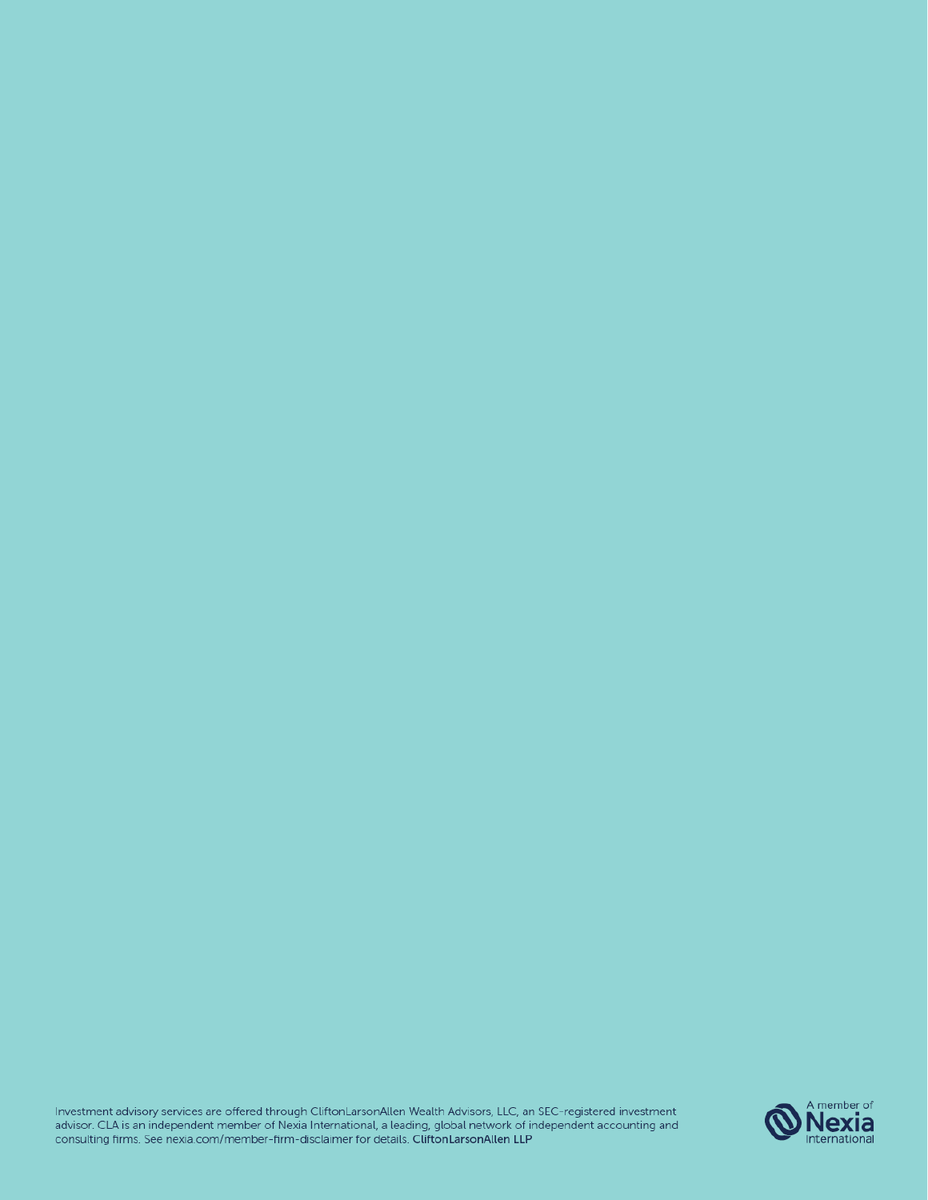Investment advisory services are offered through CliftonLarsonAllen Wealth Advisors, LLC, an SEC-registered investment advisor. CLA is an independent member of Nexia International, a leading, global network of independent accounting and consulting firms. See nexia.com/member-firm-disclaimer for details. **CliftonLarsonAllen LLP**

A member of Nexia International